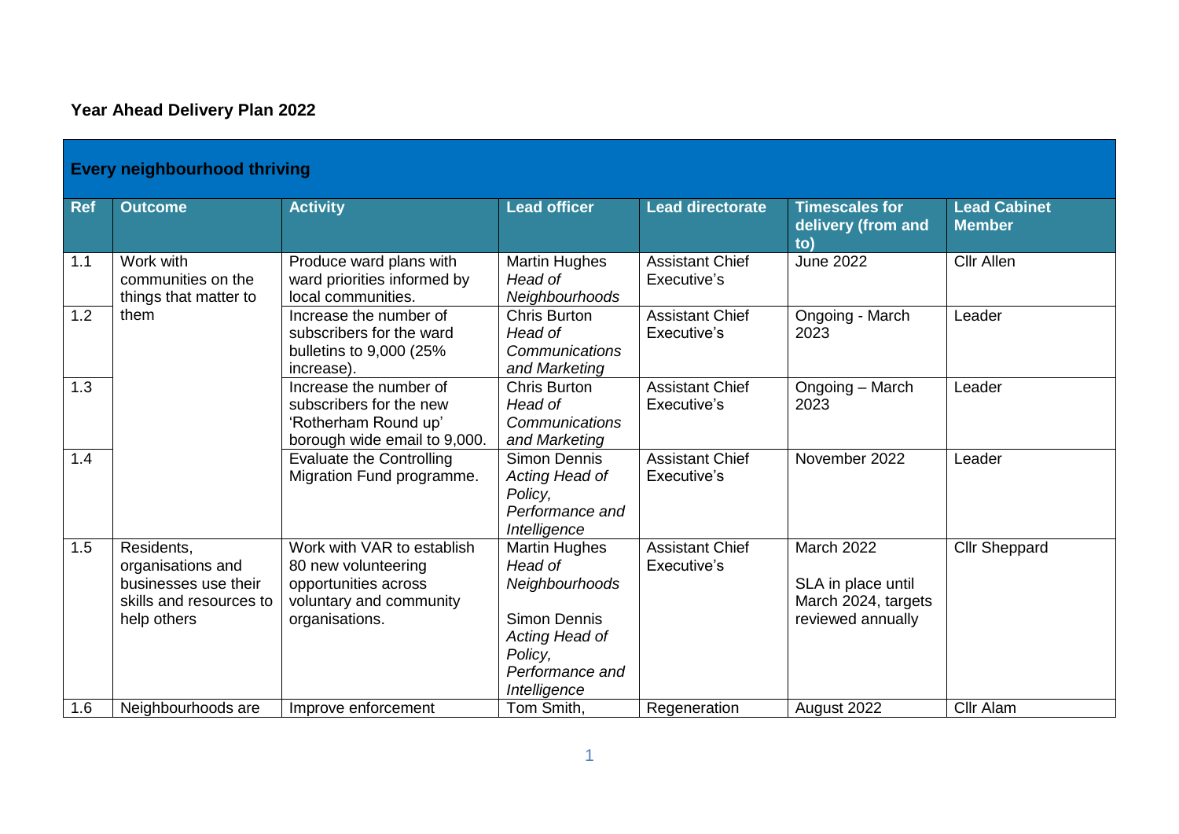**Year Ahead Delivery Plan 2022**

| **Every neighbourhood thriving** | | | | | | |
|---|---|---|---|---|---|---|
| **Ref** | **Outcome** | **Activity** | **Lead officer** | **Lead directorate** | **Timescales for delivery (from and to)** | **Lead Cabinet Member** |
| 1.1 | Work with communities on the things that matter to them | Produce ward plans with ward priorities informed by local communities. | Martin Hughes *Head of Neighbourhoods* | Assistant Chief Executive's | June 2022 | Cllr Allen |
| 1.2 | | Increase the number of subscribers for the ward bulletins to 9,000 (25% increase). | Chris Burton *Head of Communications and Marketing* | Assistant Chief Executive's | Ongoing - March 2023 | Leader |
| 1.3 | | Increase the number of subscribers for the new 'Rotherham Round up' borough wide email to 9,000. | Chris Burton *Head of Communications and Marketing* | Assistant Chief Executive's | Ongoing – March 2023 | Leader |
| 1.4 | | Evaluate the Controlling Migration Fund programme. | Simon Dennis *Acting Head of Policy, Performance and Intelligence* | Assistant Chief Executive's | November 2022 | Leader |
| 1.5 | Residents, organisations and businesses use their skills and resources to help others | Work with VAR to establish 80 new volunteering opportunities across voluntary and community organisations. | Martin Hughes *Head of Neighbourhoods*<br><br>Simon Dennis *Acting Head of Policy, Performance and Intelligence* | Assistant Chief Executive's | March 2022<br><br>SLA in place until March 2024, targets reviewed annually | Cllr Sheppard |
| 1.6 | Neighbourhoods are | Improve enforcement | Tom Smith, | Regeneration | August 2022 | Cllr Alam |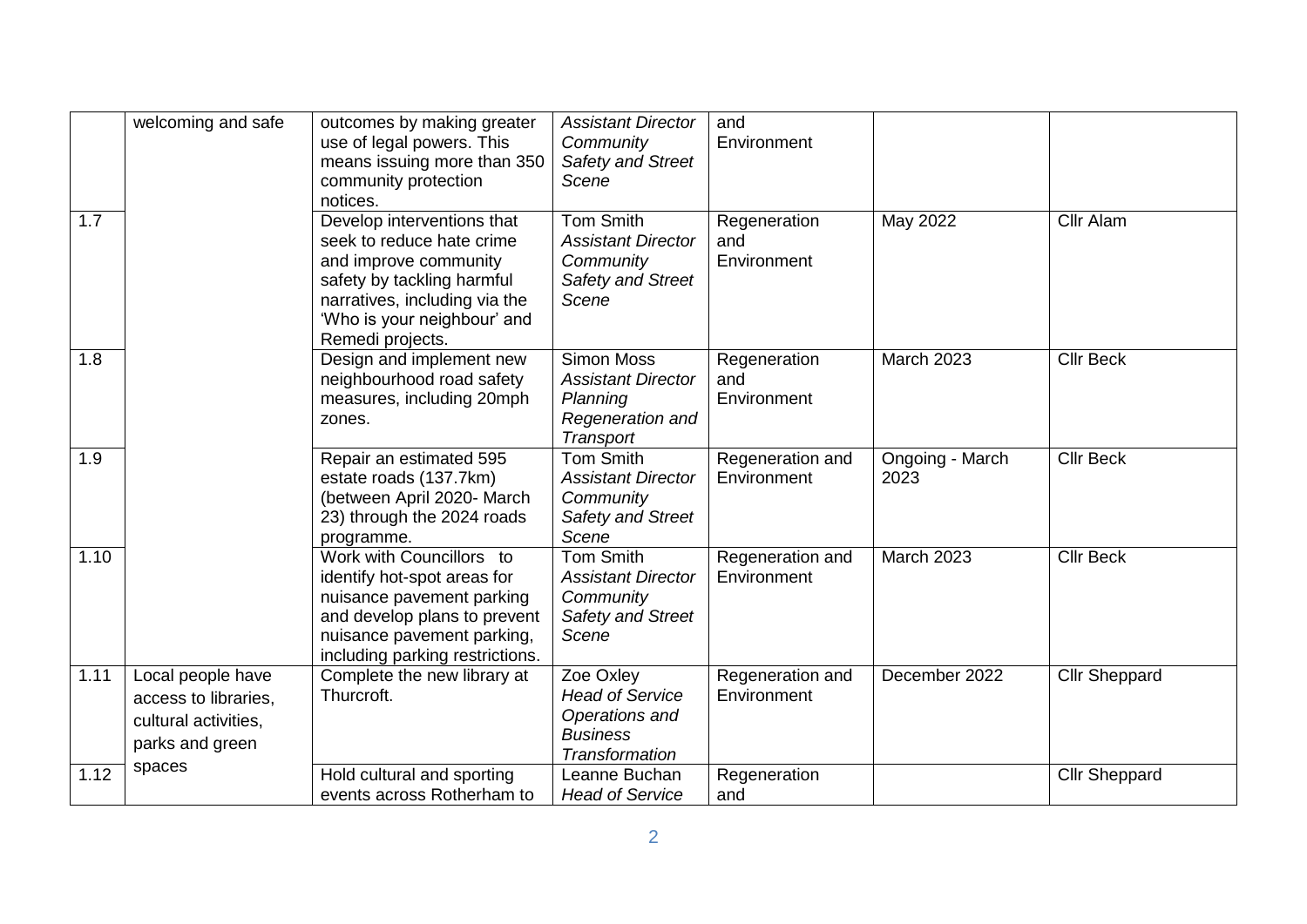| | welcoming and safe | outcomes by making greater use of legal powers. This means issuing more than 350 community protection notices. | *Assistant Director Community Safety and Street Scene* | and Environment | | |
|---|---|---|---|---|---|---|
| 1.7 | | Develop interventions that seek to reduce hate crime and improve community safety by tackling harmful narratives, including via the 'Who is your neighbour' and Remedi projects. | Tom Smith *Assistant Director Community Safety and Street Scene* | Regeneration and Environment | May 2022 | Cllr Alam |
| 1.8 | | Design and implement new neighbourhood road safety measures, including 20mph zones. | Simon Moss *Assistant Director Planning Regeneration and Transport* | Regeneration and Environment | March 2023 | Cllr Beck |
| 1.9 | | Repair an estimated 595 estate roads (137.7km) (between April 2020- March 23) through the 2024 roads programme. | Tom Smith *Assistant Director Community Safety and Street Scene* | Regeneration and Environment | Ongoing - March 2023 | Cllr Beck |
| 1.10 | | Work with Councillors to identify hot-spot areas for nuisance pavement parking and develop plans to prevent nuisance pavement parking, including parking restrictions. | Tom Smith *Assistant Director Community Safety and Street Scene* | Regeneration and Environment | March 2023 | Cllr Beck |
| 1.11 | Local people have access to libraries, cultural activities, parks and green spaces | Complete the new library at Thurcroft. | Zoe Oxley *Head of Service Operations and Business Transformation* | Regeneration and Environment | December 2022 | Cllr Sheppard |
| 1.12 | | Hold cultural and sporting events across Rotherham to | Leanne Buchan *Head of Service* | Regeneration and | | Cllr Sheppard |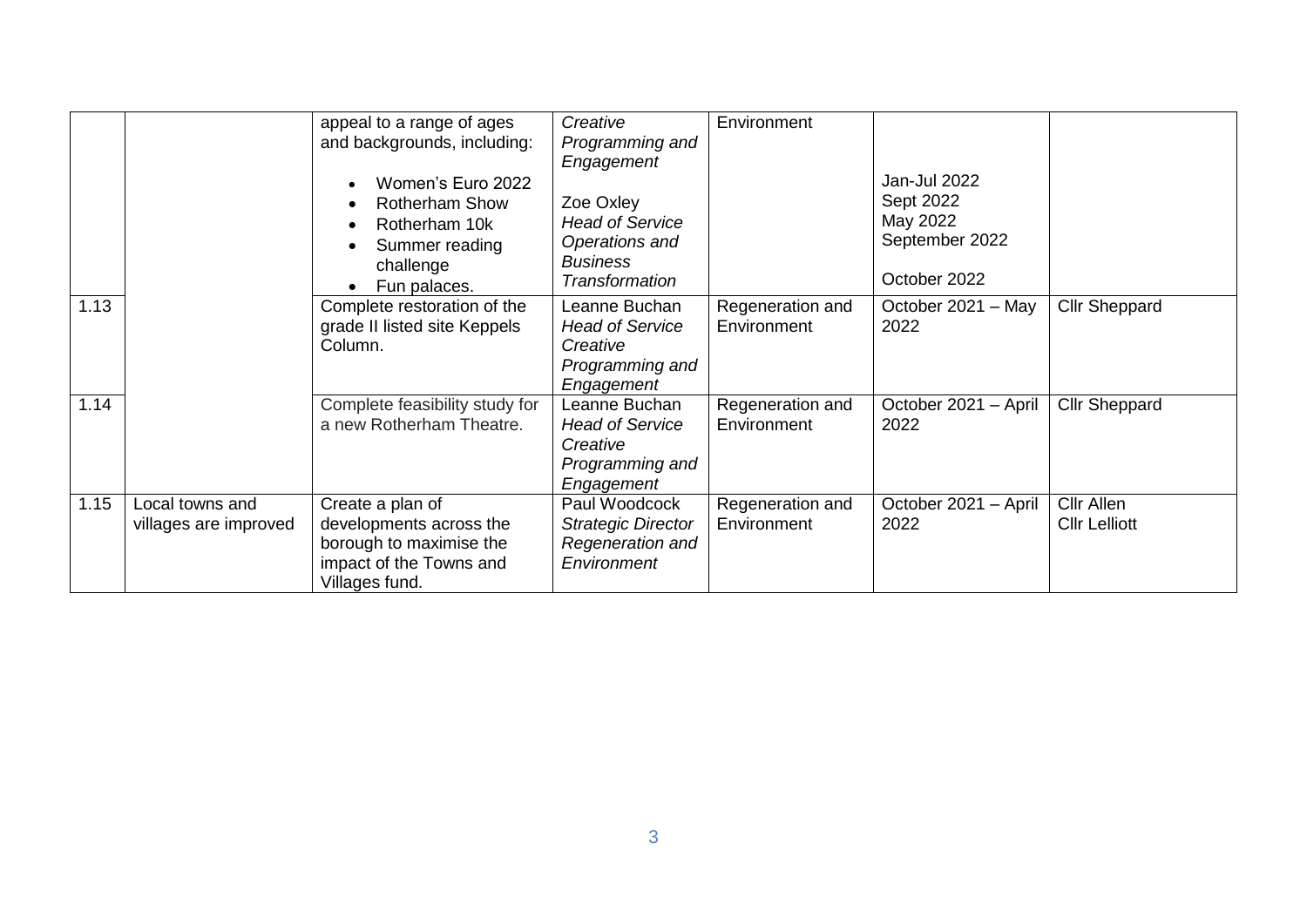| | | | | | | |
|---|---|---|---|---|---|---|
| | | appeal to a range of ages and backgrounds, including:<br><br>• Women's Euro 2022<br>• Rotherham Show<br>• Rotherham 10k<br>• Summer reading challenge<br>• Fun palaces. | *Creative Programming and Engagement*<br><br>Zoe Oxley<br>*Head of Service Operations and Business Transformation* | Environment | Jan-Jul 2022<br>Sept 2022<br>May 2022<br>September 2022<br><br>October 2022 | |
| 1.13 | | Complete restoration of the grade II listed site Keppels Column. | Leanne Buchan<br>*Head of Service Creative Programming and Engagement* | Regeneration and Environment | October 2021 – May 2022 | Cllr Sheppard |
| 1.14 | | Complete feasibility study for a new Rotherham Theatre. | Leanne Buchan<br>*Head of Service Creative Programming and Engagement* | Regeneration and Environment | October 2021 – April 2022 | Cllr Sheppard |
| 1.15 | Local towns and villages are improved | Create a plan of developments across the borough to maximise the impact of the Towns and Villages fund. | Paul Woodcock<br>*Strategic Director Regeneration and Environment* | Regeneration and Environment | October 2021 – April 2022 | Cllr Allen<br>Cllr Lelliott |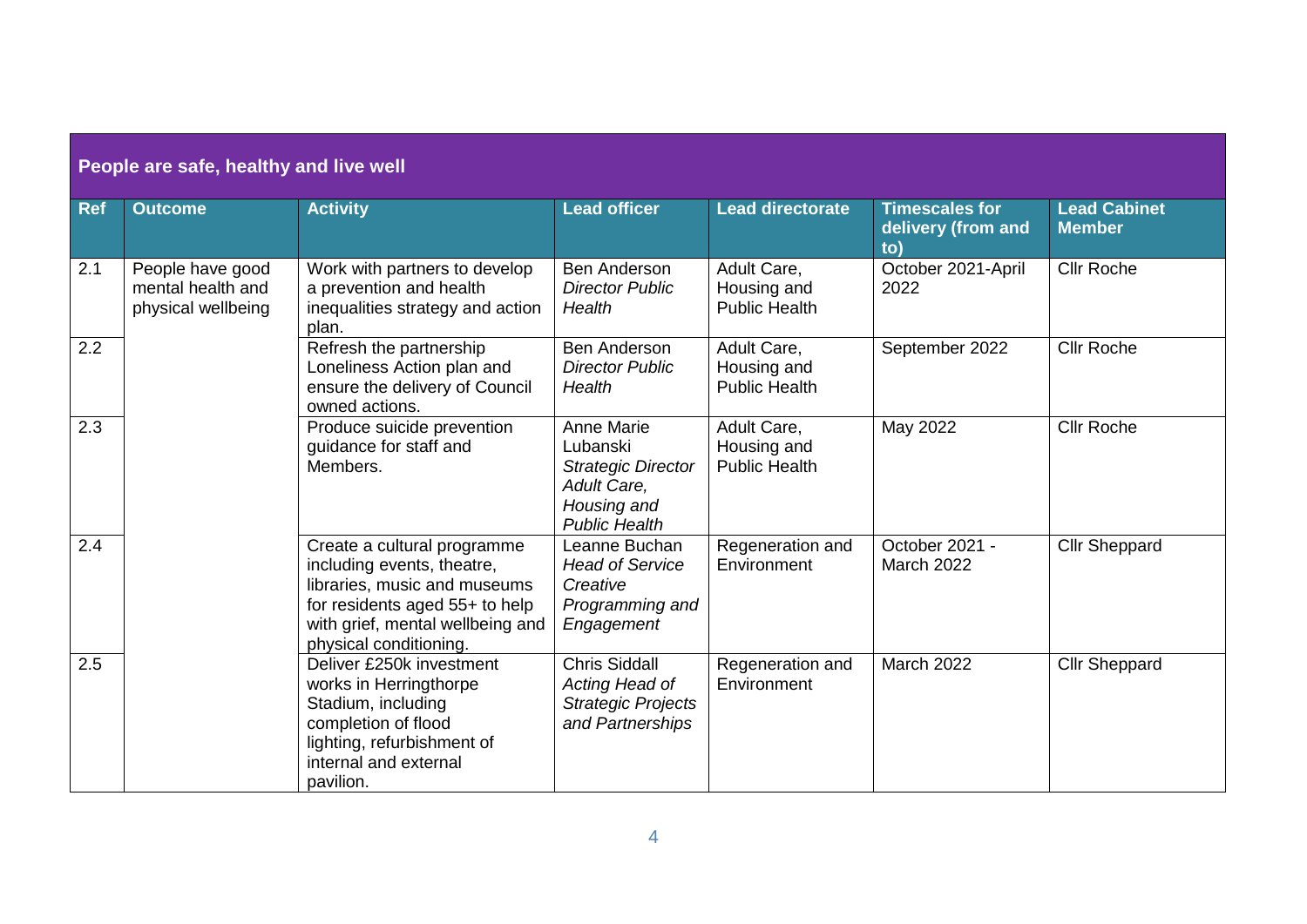| People are safe, healthy and live well | | | | | | |
|---|---|---|---|---|---|---|
| **Ref** | **Outcome** | **Activity** | **Lead officer** | **Lead directorate** | **Timescales for delivery (from and to)** | **Lead Cabinet Member** |
| 2.1 | People have good mental health and physical wellbeing | Work with partners to develop a prevention and health inequalities strategy and action plan. | Ben Anderson *Director Public Health* | Adult Care, Housing and Public Health | October 2021-April 2022 | Cllr Roche |
| 2.2 | | Refresh the partnership Loneliness Action plan and ensure the delivery of Council owned actions. | Ben Anderson *Director Public Health* | Adult Care, Housing and Public Health | September 2022 | Cllr Roche |
| 2.3 | | Produce suicide prevention guidance for staff and Members. | Anne Marie Lubanski *Strategic Director Adult Care, Housing and Public Health* | Adult Care, Housing and Public Health | May 2022 | Cllr Roche |
| 2.4 | | Create a cultural programme including events, theatre, libraries, music and museums for residents aged 55+ to help with grief, mental wellbeing and physical conditioning. | Leanne Buchan *Head of Service Creative Programming and Engagement* | Regeneration and Environment | October 2021 - March 2022 | Cllr Sheppard |
| 2.5 | | Deliver £250k investment works in Herringthorpe Stadium, including completion of flood lighting, refurbishment of internal and external pavilion. | Chris Siddall *Acting Head of Strategic Projects and Partnerships* | Regeneration and Environment | March 2022 | Cllr Sheppard |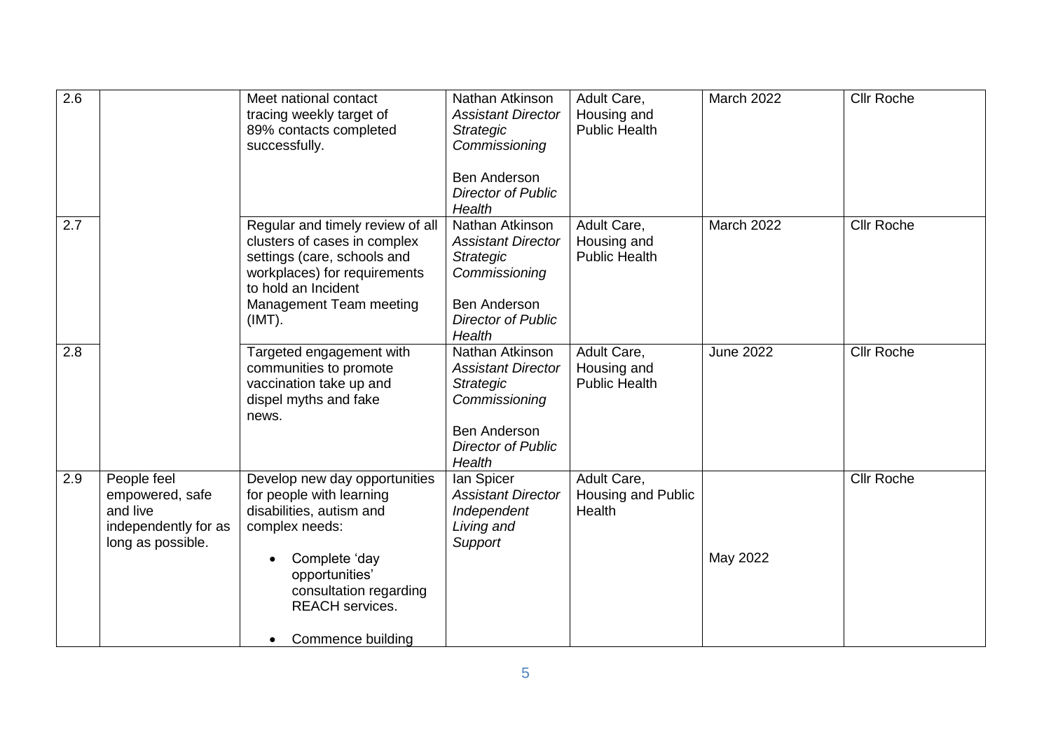| | | | | | | |
|---|---|---|---|---|---|---|
| 2.6 | | Meet national contact tracing weekly target of 89% contacts completed successfully. | Nathan Atkinson *Assistant Director Strategic Commissioning*<br><br>Ben Anderson *Director of Public Health* | Adult Care, Housing and Public Health | March 2022 | Cllr Roche |
| 2.7 | | Regular and timely review of all clusters of cases in complex settings (care, schools and workplaces) for requirements to hold an Incident Management Team meeting (IMT). | Nathan Atkinson *Assistant Director Strategic Commissioning*<br><br>Ben Anderson *Director of Public Health* | Adult Care, Housing and Public Health | March 2022 | Cllr Roche |
| 2.8 | | Targeted engagement with communities to promote vaccination take up and dispel myths and fake news. | Nathan Atkinson *Assistant Director Strategic Commissioning*<br><br>Ben Anderson *Director of Public Health* | Adult Care, Housing and Public Health | June 2022 | Cllr Roche |
| 2.9 | People feel empowered, safe and live independently for as long as possible. | Develop new day opportunities for people with learning disabilities, autism and complex needs:<br><br>• Complete 'day opportunities' consultation regarding REACH services.<br><br>• Commence building | Ian Spicer *Assistant Director Independent Living and Support* | Adult Care, Housing and Public Health | May 2022 | Cllr Roche |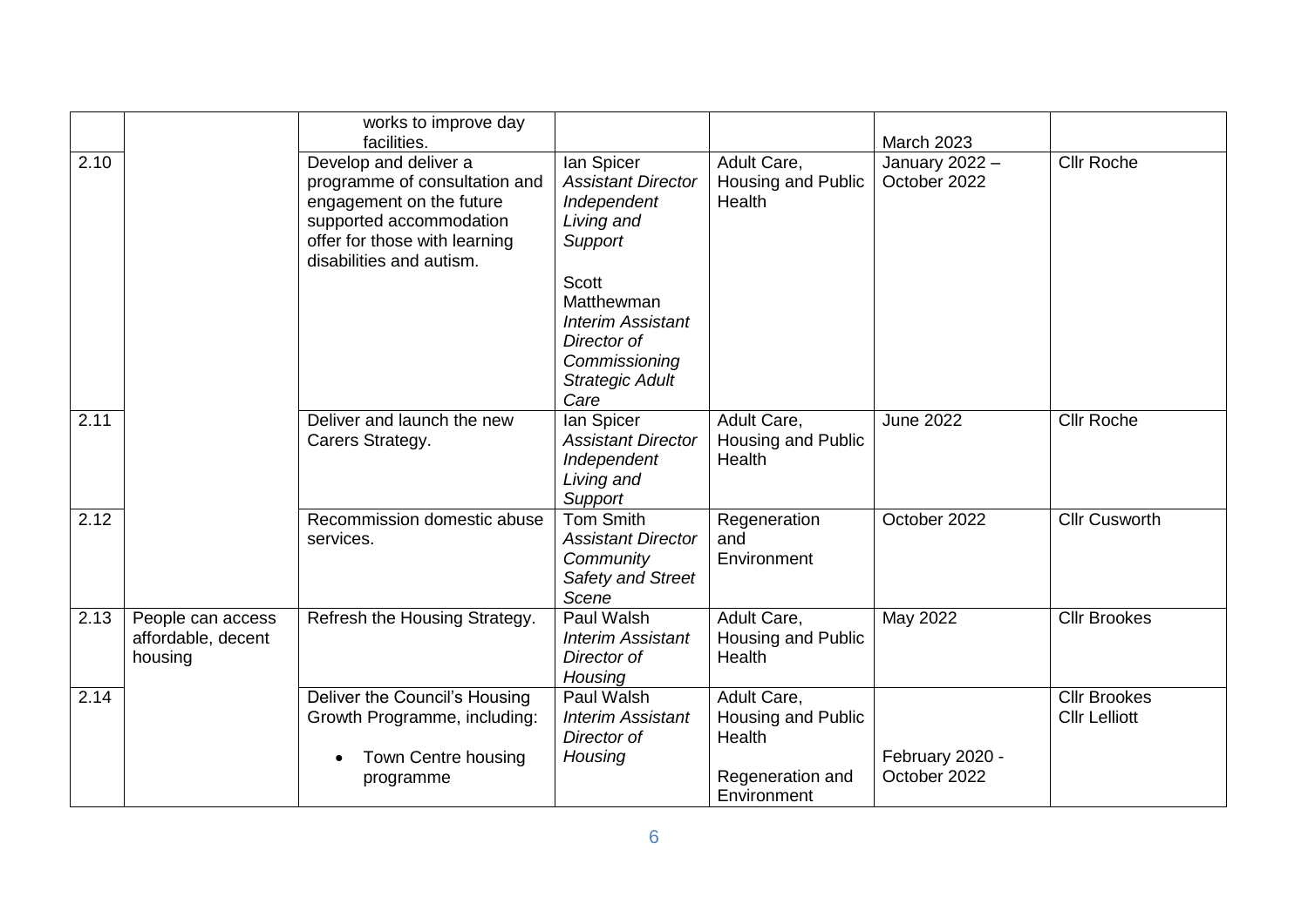| | | | | | | |
|---|---|---|---|---|---|---|
| | | works to improve day facilities. | | | March 2023 | |
| 2.10 | | Develop and deliver a programme of consultation and engagement on the future supported accommodation offer for those with learning disabilities and autism. | Ian Spicer *Assistant Director Independent Living and Support*<br><br>Scott Matthewman *Interim Assistant Director of Commissioning Strategic Adult Care* | Adult Care, Housing and Public Health | January 2022 – October 2022 | Cllr Roche |
| 2.11 | | Deliver and launch the new Carers Strategy. | Ian Spicer *Assistant Director Independent Living and Support* | Adult Care, Housing and Public Health | June 2022 | Cllr Roche |
| 2.12 | | Recommission domestic abuse services. | Tom Smith *Assistant Director Community Safety and Street Scene* | Regeneration and Environment | October 2022 | Cllr Cusworth |
| 2.13 | People can access affordable, decent housing | Refresh the Housing Strategy. | Paul Walsh *Interim Assistant Director of Housing* | Adult Care, Housing and Public Health | May 2022 | Cllr Brookes |
| 2.14 | | Deliver the Council's Housing Growth Programme, including:<br><br>• Town Centre housing programme | Paul Walsh *Interim Assistant Director of Housing* | Adult Care, Housing and Public Health<br><br>Regeneration and Environment | February 2020 - October 2022 | Cllr Brookes<br>Cllr Lelliott |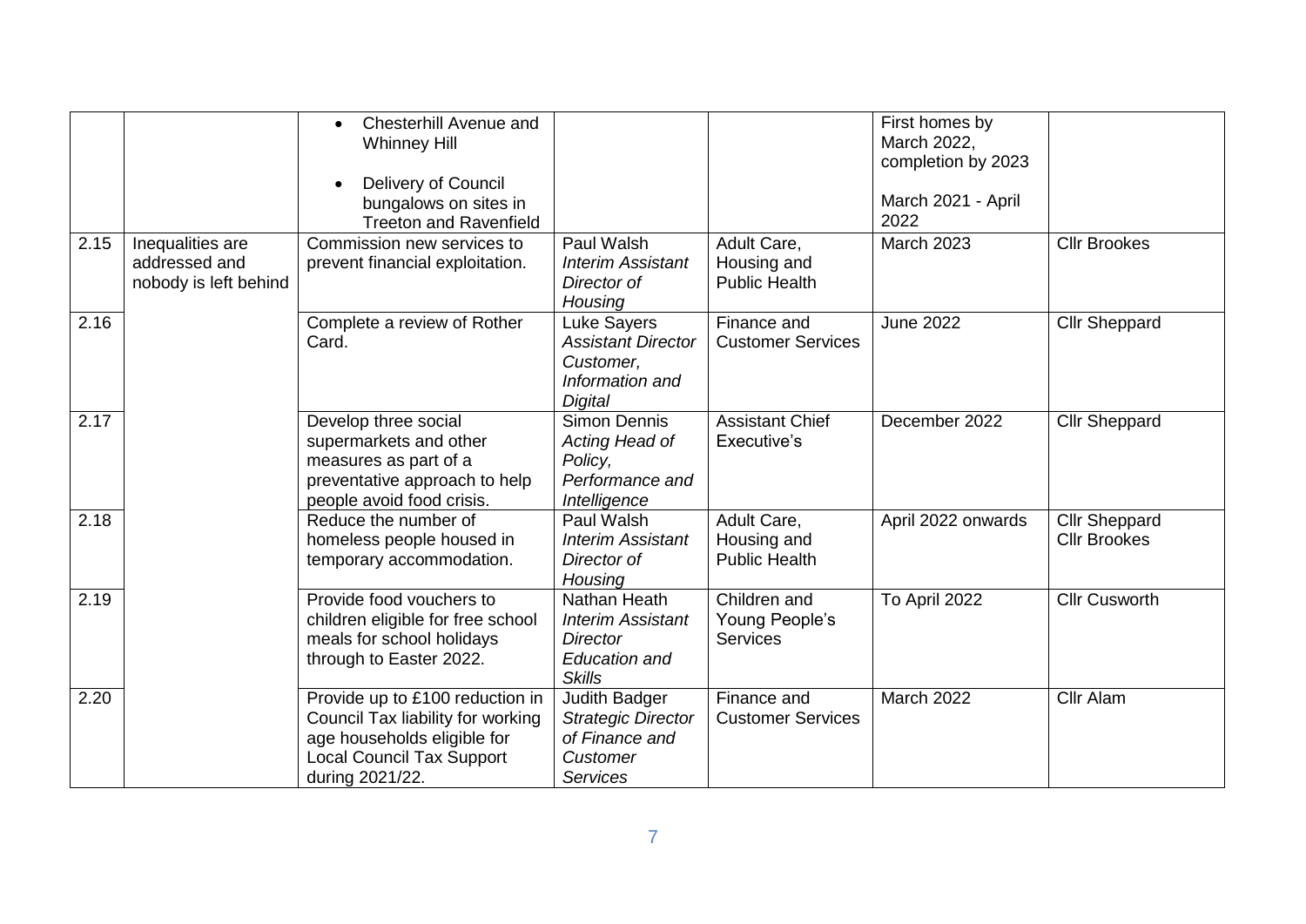| | | | | | | |
|---|---|---|---|---|---|---|
| | | • Chesterhill Avenue and Whinney Hill<br><br>• Delivery of Council bungalows on sites in Treeton and Ravenfield | | | First homes by March 2022, completion by 2023<br><br>March 2021 - April 2022 | |
| 2.15 | Inequalities are addressed and nobody is left behind | Commission new services to prevent financial exploitation. | Paul Walsh *Interim Assistant Director of Housing* | Adult Care, Housing and Public Health | March 2023 | Cllr Brookes |
| 2.16 | | Complete a review of Rother Card. | Luke Sayers *Assistant Director Customer, Information and Digital* | Finance and Customer Services | June 2022 | Cllr Sheppard |
| 2.17 | | Develop three social supermarkets and other measures as part of a preventative approach to help people avoid food crisis. | Simon Dennis *Acting Head of Policy, Performance and Intelligence* | Assistant Chief Executive's | December 2022 | Cllr Sheppard |
| 2.18 | | Reduce the number of homeless people housed in temporary accommodation. | Paul Walsh *Interim Assistant Director of Housing* | Adult Care, Housing and Public Health | April 2022 onwards | Cllr Sheppard<br>Cllr Brookes |
| 2.19 | | Provide food vouchers to children eligible for free school meals for school holidays through to Easter 2022. | Nathan Heath *Interim Assistant Director Education and Skills* | Children and Young People's Services | To April 2022 | Cllr Cusworth |
| 2.20 | | Provide up to £100 reduction in Council Tax liability for working age households eligible for Local Council Tax Support during 2021/22. | Judith Badger *Strategic Director of Finance and Customer Services* | Finance and Customer Services | March 2022 | Cllr Alam |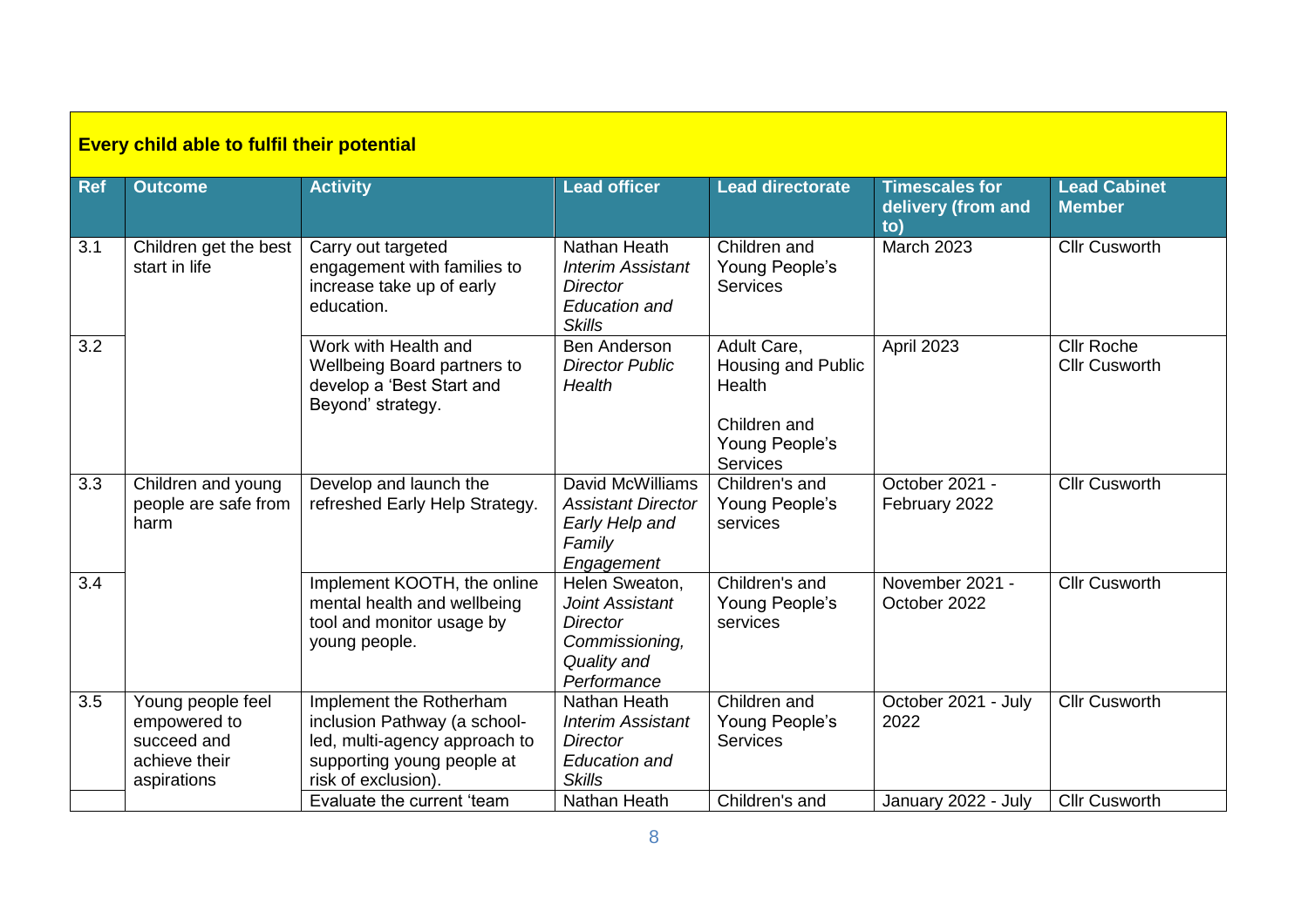| Every child able to fulfil their potential | | | | | | |
|---|---|---|---|---|---|---|
| **Ref** | **Outcome** | **Activity** | **Lead officer** | **Lead directorate** | **Timescales for delivery (from and to)** | **Lead Cabinet Member** |
| 3.1 | Children get the best start in life | Carry out targeted engagement with families to increase take up of early education. | Nathan Heath *Interim Assistant Director Education and Skills* | Children and Young People's Services | March 2023 | Cllr Cusworth |
| 3.2 | | Work with Health and Wellbeing Board partners to develop a 'Best Start and Beyond' strategy. | Ben Anderson *Director Public Health* | Adult Care, Housing and Public Health<br><br>Children and Young People's Services | April 2023 | Cllr Roche<br>Cllr Cusworth |
| 3.3 | Children and young people are safe from harm | Develop and launch the refreshed Early Help Strategy. | David McWilliams *Assistant Director Early Help and Family Engagement* | Children's and Young People's services | October 2021 - February 2022 | Cllr Cusworth |
| 3.4 | | Implement KOOTH, the online mental health and wellbeing tool and monitor usage by young people. | Helen Sweaton, *Joint Assistant Director Commissioning, Quality and Performance* | Children's and Young People's services | November 2021 - October 2022 | Cllr Cusworth |
| 3.5 | Young people feel empowered to succeed and achieve their aspirations | Implement the Rotherham inclusion Pathway (a school-led, multi-agency approach to supporting young people at risk of exclusion). | Nathan Heath *Interim Assistant Director Education and Skills* | Children and Young People's Services | October 2021 - July 2022 | Cllr Cusworth |
| | | Evaluate the current 'team | Nathan Heath | Children's and | January 2022 - July | Cllr Cusworth |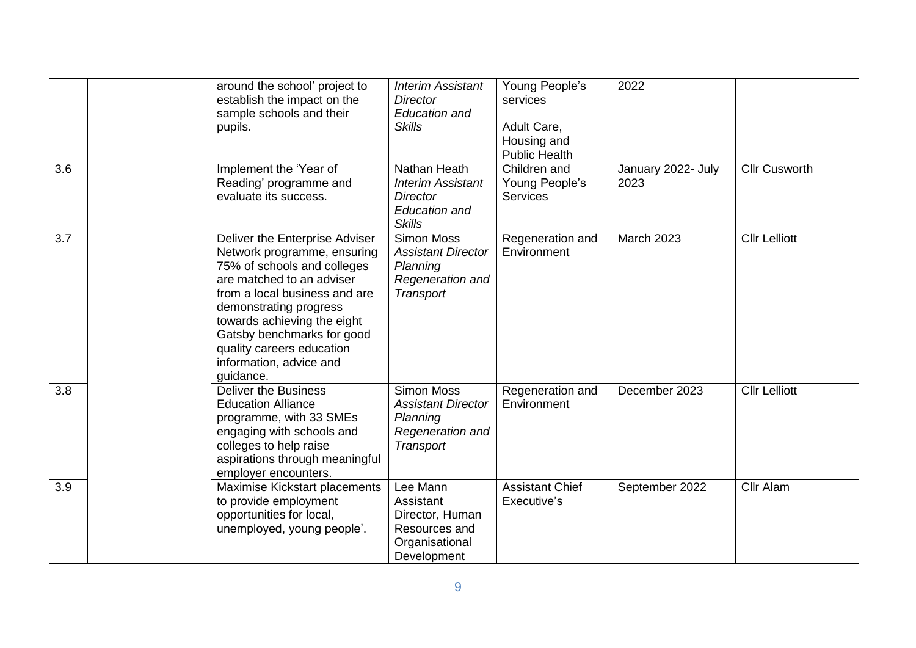| | | | | | | |
|---|---|---|---|---|---|---|
| | | around the school' project to establish the impact on the sample schools and their pupils. | *Interim Assistant Director Education and Skills* | Young People's services<br><br>Adult Care, Housing and Public Health | 2022 | |
| 3.6 | | Implement the 'Year of Reading' programme and evaluate its success. | Nathan Heath *Interim Assistant Director Education and Skills* | Children and Young People's Services | January 2022- July 2023 | Cllr Cusworth |
| 3.7 | | Deliver the Enterprise Adviser Network programme, ensuring 75% of schools and colleges are matched to an adviser from a local business and are demonstrating progress towards achieving the eight Gatsby benchmarks for good quality careers education information, advice and guidance. | Simon Moss *Assistant Director Planning Regeneration and Transport* | Regeneration and Environment | March 2023 | Cllr Lelliott |
| 3.8 | | Deliver the Business Education Alliance programme, with 33 SMEs engaging with schools and colleges to help raise aspirations through meaningful employer encounters. | Simon Moss *Assistant Director Planning Regeneration and Transport* | Regeneration and Environment | December 2023 | Cllr Lelliott |
| 3.9 | | Maximise Kickstart placements to provide employment opportunities for local, unemployed, young people'. | Lee Mann Assistant Director, Human Resources and Organisational Development | Assistant Chief Executive's | September 2022 | Cllr Alam |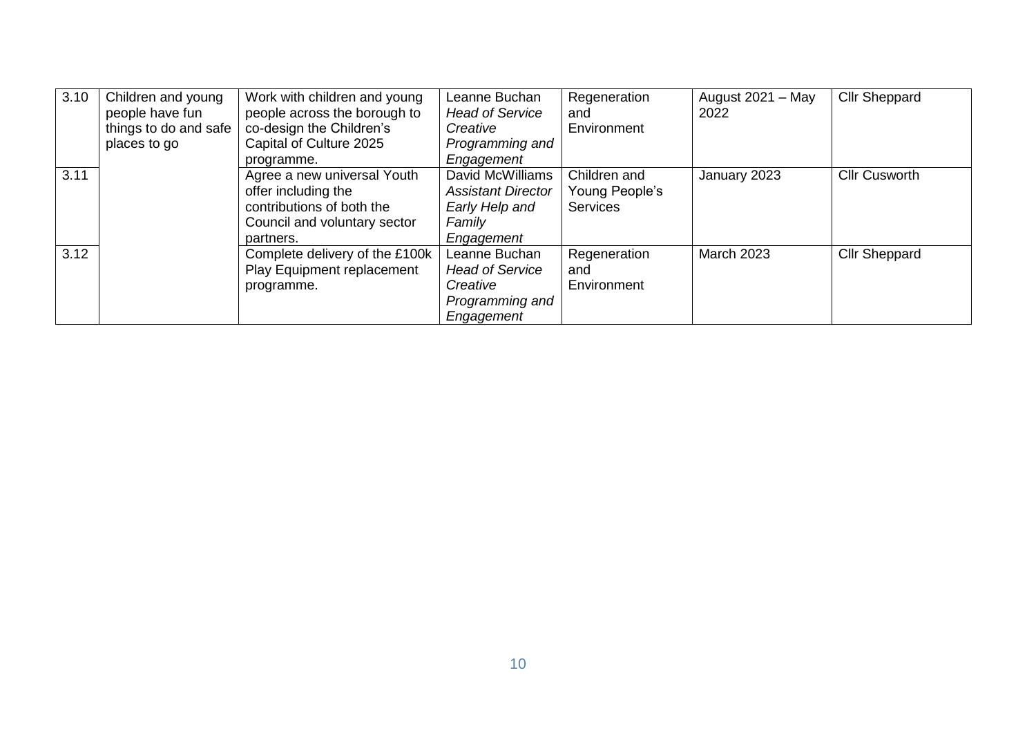| 3.10 | Children and young people have fun things to do and safe places to go | Work with children and young people across the borough to co-design the Children's Capital of Culture 2025 programme. | Leanne Buchan *Head of Service Creative Programming and Engagement* | Regeneration and Environment | August 2021 – May 2022 | Cllr Sheppard |
|---|---|---|---|---|---|---|
| 3.11 | | Agree a new universal Youth offer including the contributions of both the Council and voluntary sector partners. | David McWilliams *Assistant Director Early Help and Family Engagement* | Children and Young People's Services | January 2023 | Cllr Cusworth |
| 3.12 | | Complete delivery of the £100k Play Equipment replacement programme. | Leanne Buchan *Head of Service Creative Programming and Engagement* | Regeneration and Environment | March 2023 | Cllr Sheppard |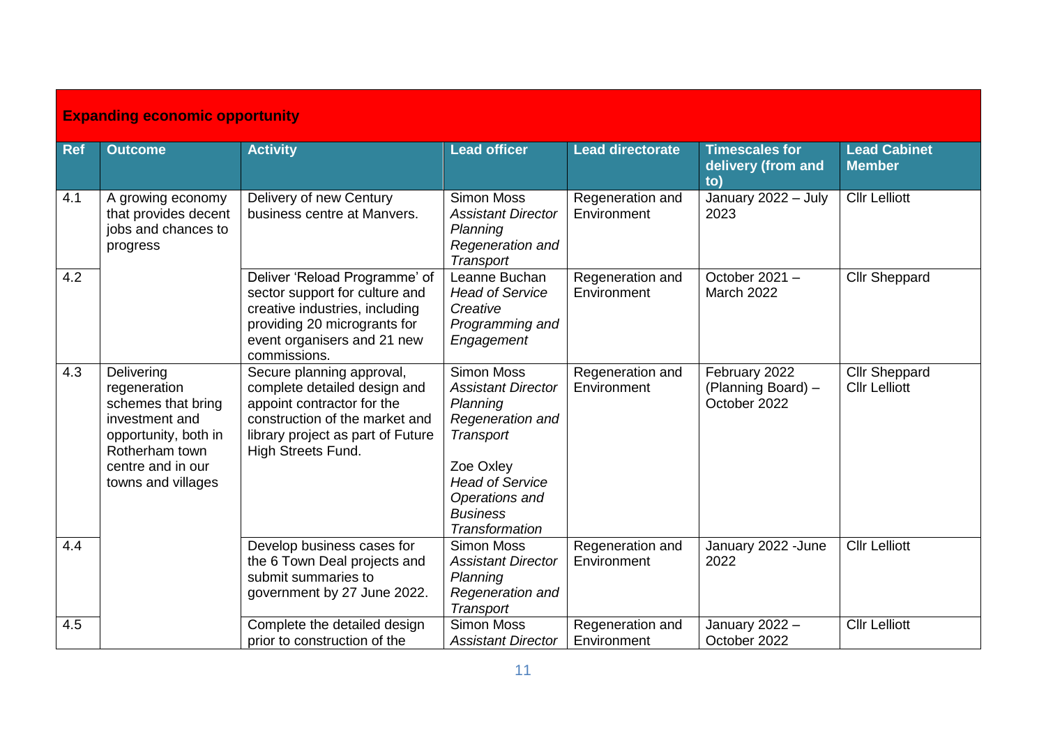| **Expanding economic opportunity** | | | | | | |
|---|---|---|---|---|---|---|
| **Ref** | **Outcome** | **Activity** | **Lead officer** | **Lead directorate** | **Timescales for delivery (from and to)** | **Lead Cabinet Member** |
| 4.1 | A growing economy that provides decent jobs and chances to progress | Delivery of new Century business centre at Manvers. | Simon Moss *Assistant Director Planning Regeneration and Transport* | Regeneration and Environment | January 2022 – July 2023 | Cllr Lelliott |
| 4.2 | | Deliver 'Reload Programme' of sector support for culture and creative industries, including providing 20 microgrants for event organisers and 21 new commissions. | Leanne Buchan *Head of Service Creative Programming and Engagement* | Regeneration and Environment | October 2021 – March 2022 | Cllr Sheppard |
| 4.3 | Delivering regeneration schemes that bring investment and opportunity, both in Rotherham town centre and in our towns and villages | Secure planning approval, complete detailed design and appoint contractor for the construction of the market and library project as part of Future High Streets Fund. | Simon Moss *Assistant Director Planning Regeneration and Transport*<br><br>Zoe Oxley *Head of Service Operations and Business Transformation* | Regeneration and Environment | February 2022 (Planning Board) – October 2022 | Cllr Sheppard Cllr Lelliott |
| 4.4 | | Develop business cases for the 6 Town Deal projects and submit summaries to government by 27 June 2022. | Simon Moss *Assistant Director Planning Regeneration and Transport* | Regeneration and Environment | January 2022 -June 2022 | Cllr Lelliott |
| 4.5 | | Complete the detailed design prior to construction of the | Simon Moss *Assistant Director* | Regeneration and Environment | January 2022 – October 2022 | Cllr Lelliott |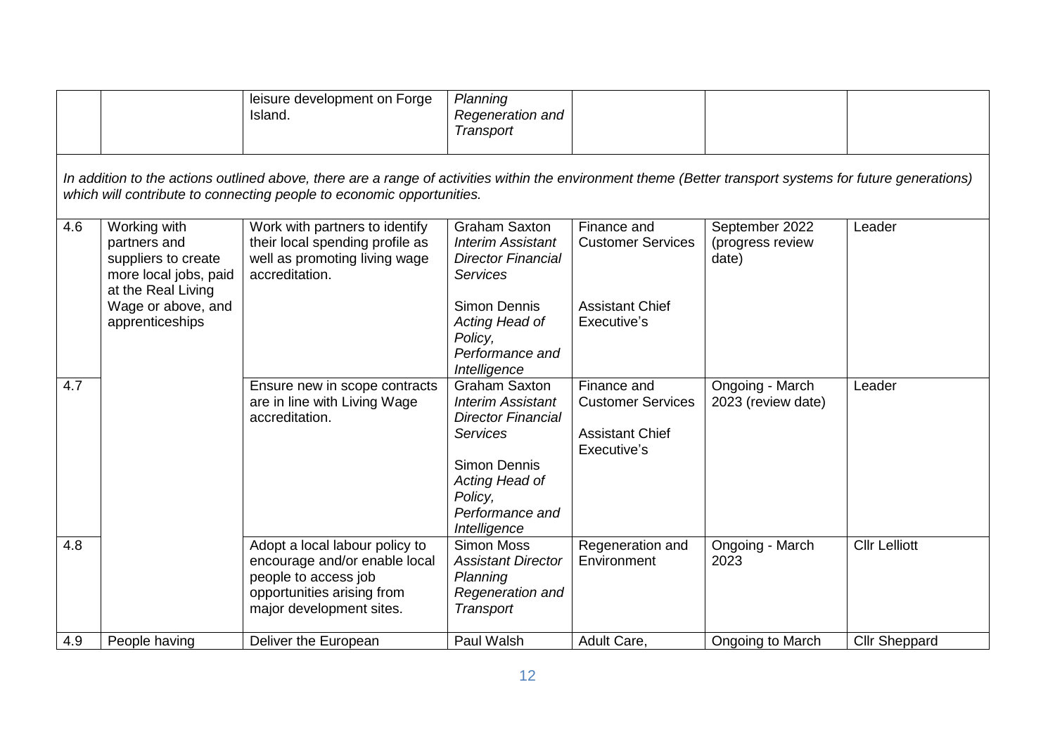| | | | | | | |
|---|---|---|---|---|---|---|
| | | leisure development on Forge Island. | *Planning Regeneration and Transport* | | | |

*In addition to the actions outlined above, there are a range of activities within the environment theme (Better transport systems for future generations) which will contribute to connecting people to economic opportunities.*

| | | | | | | |
|---|---|---|---|---|---|---|
| 4.6 | Working with partners and suppliers to create more local jobs, paid at the Real Living Wage or above, and apprenticeships | Work with partners to identify their local spending profile as well as promoting living wage accreditation. | Graham Saxton *Interim Assistant Director Financial Services*<br><br>Simon Dennis *Acting Head of Policy, Performance and Intelligence* | Finance and Customer Services<br><br>Assistant Chief Executive's | September 2022 (progress review date) | Leader |
| 4.7 | | Ensure new in scope contracts are in line with Living Wage accreditation. | Graham Saxton *Interim Assistant Director Financial Services*<br><br>Simon Dennis *Acting Head of Policy, Performance and Intelligence* | Finance and Customer Services<br><br>Assistant Chief Executive's | Ongoing - March 2023 (review date) | Leader |
| 4.8 | | Adopt a local labour policy to encourage and/or enable local people to access job opportunities arising from major development sites. | Simon Moss *Assistant Director Planning Regeneration and Transport* | Regeneration and Environment | Ongoing - March 2023 | Cllr Lelliott |
| 4.9 | People having | Deliver the European | Paul Walsh | Adult Care, | Ongoing to March | Cllr Sheppard |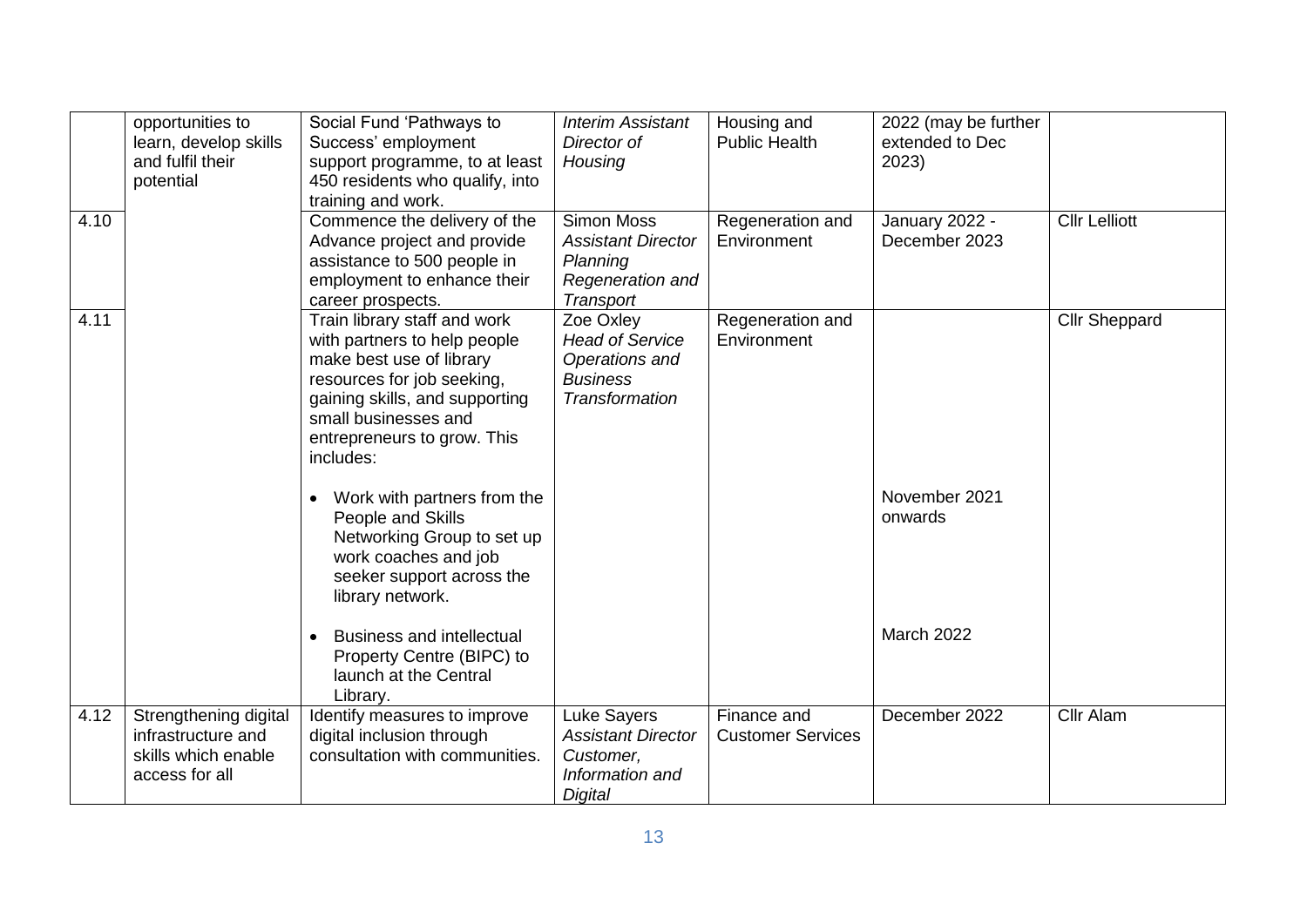| | | | | | | |
|---|---|---|---|---|---|---|
| | opportunities to learn, develop skills and fulfil their potential | Social Fund 'Pathways to Success' employment support programme, to at least 450 residents who qualify, into training and work. | *Interim Assistant Director of Housing* | Housing and Public Health | 2022 (may be further extended to Dec 2023) | |
| 4.10 | | Commence the delivery of the Advance project and provide assistance to 500 people in employment to enhance their career prospects. | Simon Moss *Assistant Director Planning Regeneration and Transport* | Regeneration and Environment | January 2022 - December 2023 | Cllr Lelliott |
| 4.11 | | Train library staff and work with partners to help people make best use of library resources for job seeking, gaining skills, and supporting small businesses and entrepreneurs to grow. This includes:<br><br>• Work with partners from the People and Skills Networking Group to set up work coaches and job seeker support across the library network.<br><br>• Business and intellectual Property Centre (BIPC) to launch at the Central Library. | Zoe Oxley *Head of Service Operations and Business Transformation* | Regeneration and Environment | <br><br><br><br>November 2021 onwards<br><br>March 2022 | Cllr Sheppard |
| 4.12 | Strengthening digital infrastructure and skills which enable access for all | Identify measures to improve digital inclusion through consultation with communities. | Luke Sayers *Assistant Director Customer, Information and Digital* | Finance and Customer Services | December 2022 | Cllr Alam |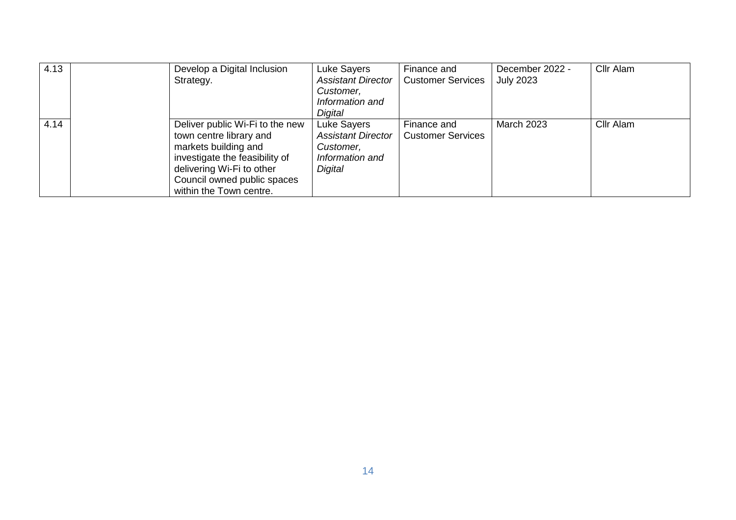| | | | | | | |
|---|---|---|---|---|---|---|
| 4.13 | | Develop a Digital Inclusion Strategy. | Luke Sayers *Assistant Director Customer, Information and Digital* | Finance and Customer Services | December 2022 - July 2023 | Cllr Alam |
| 4.14 | | Deliver public Wi-Fi to the new town centre library and markets building and investigate the feasibility of delivering Wi-Fi to other Council owned public spaces within the Town centre. | Luke Sayers *Assistant Director Customer, Information and Digital* | Finance and Customer Services | March 2023 | Cllr Alam |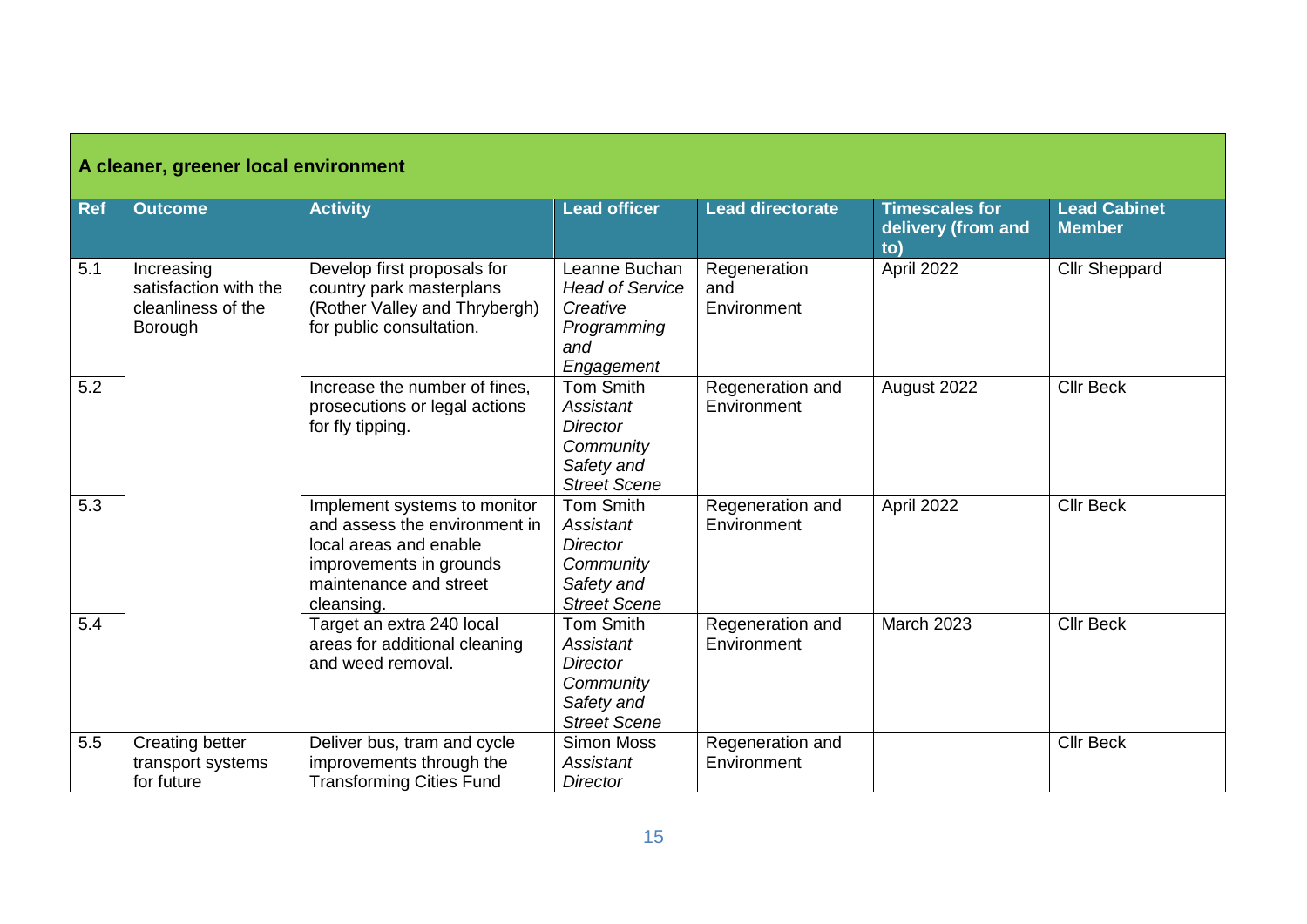| A cleaner, greener local environment | | | | | | |
|---|---|---|---|---|---|---|
| **Ref** | **Outcome** | **Activity** | **Lead officer** | **Lead directorate** | **Timescales for delivery (from and to)** | **Lead Cabinet Member** |
| 5.1 | Increasing satisfaction with the cleanliness of the Borough | Develop first proposals for country park masterplans (Rother Valley and Thrybergh) for public consultation. | Leanne Buchan *Head of Service Creative Programming and Engagement* | Regeneration and Environment | April 2022 | Cllr Sheppard |
| 5.2 | | Increase the number of fines, prosecutions or legal actions for fly tipping. | Tom Smith *Assistant Director Community Safety and Street Scene* | Regeneration and Environment | August 2022 | Cllr Beck |
| 5.3 | | Implement systems to monitor and assess the environment in local areas and enable improvements in grounds maintenance and street cleansing. | Tom Smith *Assistant Director Community Safety and Street Scene* | Regeneration and Environment | April 2022 | Cllr Beck |
| 5.4 | | Target an extra 240 local areas for additional cleaning and weed removal. | Tom Smith *Assistant Director Community Safety and Street Scene* | Regeneration and Environment | March 2023 | Cllr Beck |
| 5.5 | Creating better transport systems for future | Deliver bus, tram and cycle improvements through the Transforming Cities Fund | Simon Moss *Assistant Director* | Regeneration and Environment | | Cllr Beck |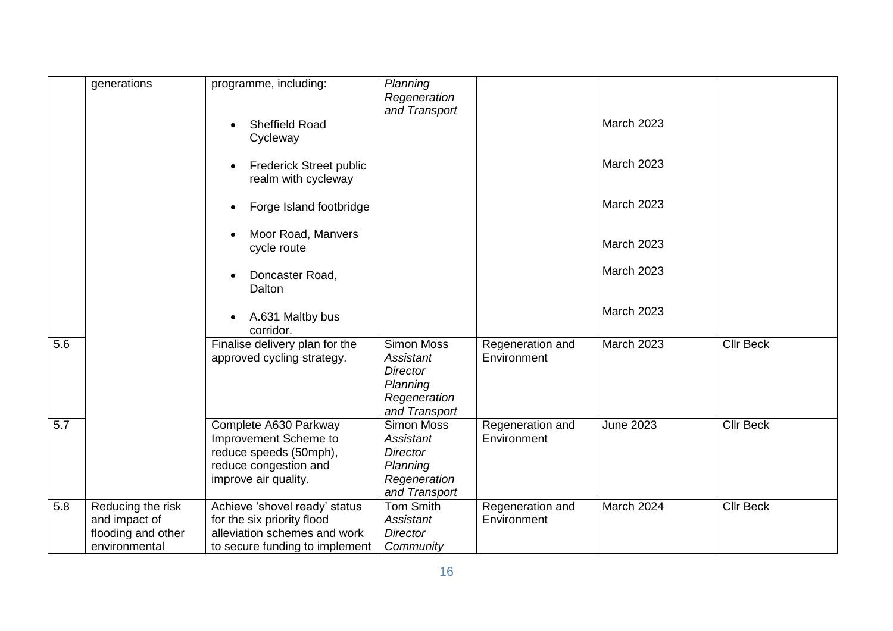| | | | | | | |
|---|---|---|---|---|---|---|
| | generations | programme, including:<br><br>• Sheffield Road Cycleway<br><br>• Frederick Street public realm with cycleway<br><br>• Forge Island footbridge<br><br>• Moor Road, Manvers cycle route<br><br>• Doncaster Road, Dalton<br><br>• A.631 Maltby bus corridor. | *Planning Regeneration and Transport* | | March 2023<br><br>March 2023<br><br>March 2023<br><br>March 2023<br><br>March 2023<br><br>March 2023 | |
| 5.6 | | Finalise delivery plan for the approved cycling strategy. | Simon Moss *Assistant Director Planning Regeneration and Transport* | Regeneration and Environment | March 2023 | Cllr Beck |
| 5.7 | | Complete A630 Parkway Improvement Scheme to reduce speeds (50mph), reduce congestion and improve air quality. | Simon Moss *Assistant Director Planning Regeneration and Transport* | Regeneration and Environment | June 2023 | Cllr Beck |
| 5.8 | Reducing the risk and impact of flooding and other environmental | Achieve 'shovel ready' status for the six priority flood alleviation schemes and work to secure funding to implement | Tom Smith *Assistant Director Community* | Regeneration and Environment | March 2024 | Cllr Beck |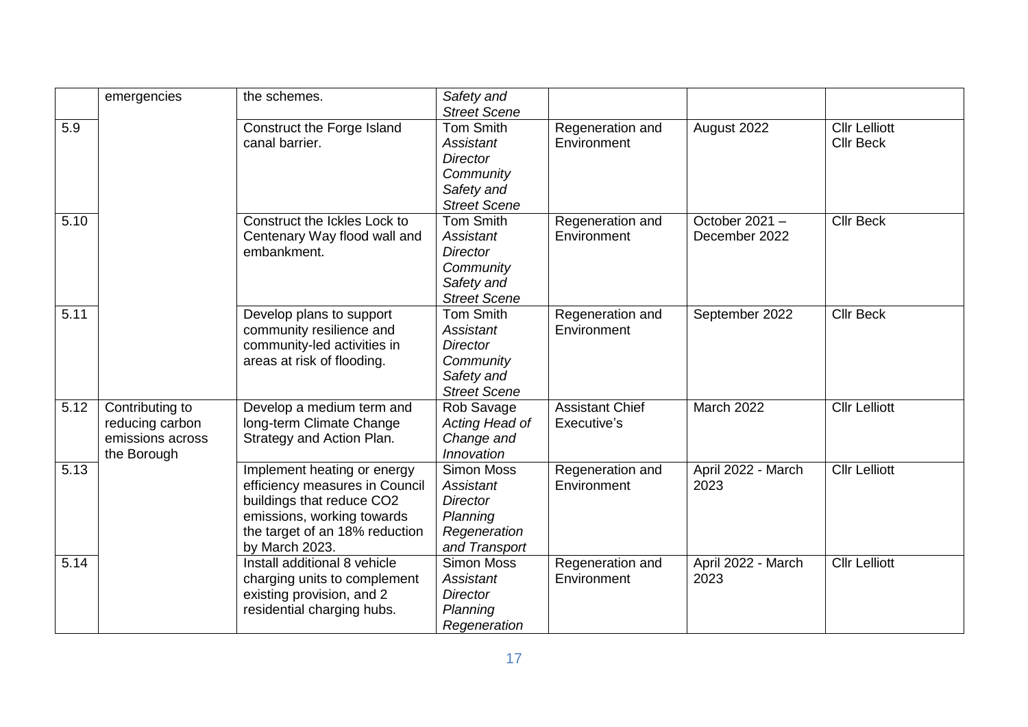| | | | | | | |
|---|---|---|---|---|---|---|
| | emergencies | the schemes. | *Safety and Street Scene* | | | |
| 5.9 | | Construct the Forge Island canal barrier. | Tom Smith *Assistant Director Community Safety and Street Scene* | Regeneration and Environment | August 2022 | Cllr Lelliott Cllr Beck |
| 5.10 | | Construct the Ickles Lock to Centenary Way flood wall and embankment. | Tom Smith *Assistant Director Community Safety and Street Scene* | Regeneration and Environment | October 2021 – December 2022 | Cllr Beck |
| 5.11 | | Develop plans to support community resilience and community-led activities in areas at risk of flooding. | Tom Smith *Assistant Director Community Safety and Street Scene* | Regeneration and Environment | September 2022 | Cllr Beck |
| 5.12 | Contributing to reducing carbon emissions across the Borough | Develop a medium term and long-term Climate Change Strategy and Action Plan. | Rob Savage *Acting Head of Change and Innovation* | Assistant Chief Executive's | March 2022 | Cllr Lelliott |
| 5.13 | | Implement heating or energy efficiency measures in Council buildings that reduce $CO_2$ emissions, working towards the target of an 18% reduction by March 2023. | Simon Moss *Assistant Director Planning Regeneration and Transport* | Regeneration and Environment | April 2022 - March 2023 | Cllr Lelliott |
| 5.14 | | Install additional 8 vehicle charging units to complement existing provision, and 2 residential charging hubs. | Simon Moss *Assistant Director Planning Regeneration* | Regeneration and Environment | April 2022 - March 2023 | Cllr Lelliott |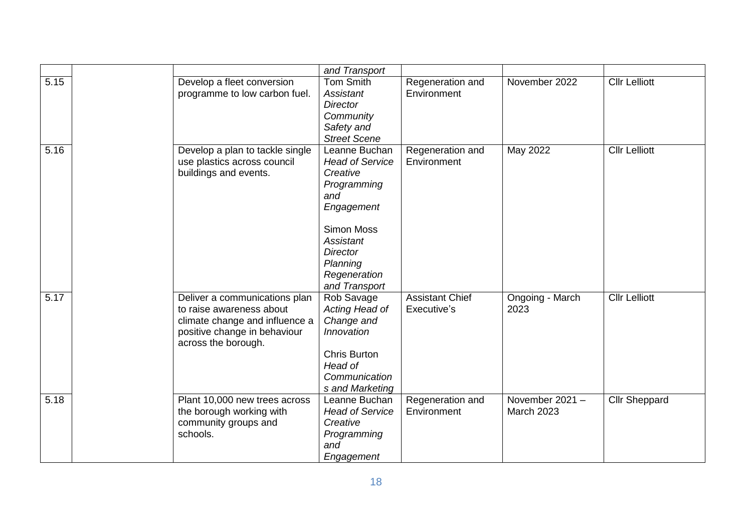| | | | | | | |
|---|---|---|---|---|---|---|
| | | | *and Transport* | | | |
| 5.15 | | Develop a fleet conversion programme to low carbon fuel. | Tom Smith *Assistant Director Community Safety and Street Scene* | Regeneration and Environment | November 2022 | Cllr Lelliott |
| 5.16 | | Develop a plan to tackle single use plastics across council buildings and events. | Leanne Buchan *Head of Service Creative Programming and Engagement*<br><br>Simon Moss *Assistant Director Planning Regeneration and Transport* | Regeneration and Environment | May 2022 | Cllr Lelliott |
| 5.17 | | Deliver a communications plan to raise awareness about climate change and influence a positive change in behaviour across the borough. | Rob Savage *Acting Head of Change and Innovation*<br><br>Chris Burton *Head of Communications and Marketing* | Assistant Chief Executive's | Ongoing - March 2023 | Cllr Lelliott |
| 5.18 | | Plant 10,000 new trees across the borough working with community groups and schools. | Leanne Buchan *Head of Service Creative Programming and Engagement* | Regeneration and Environment | November 2021 – March 2023 | Cllr Sheppard |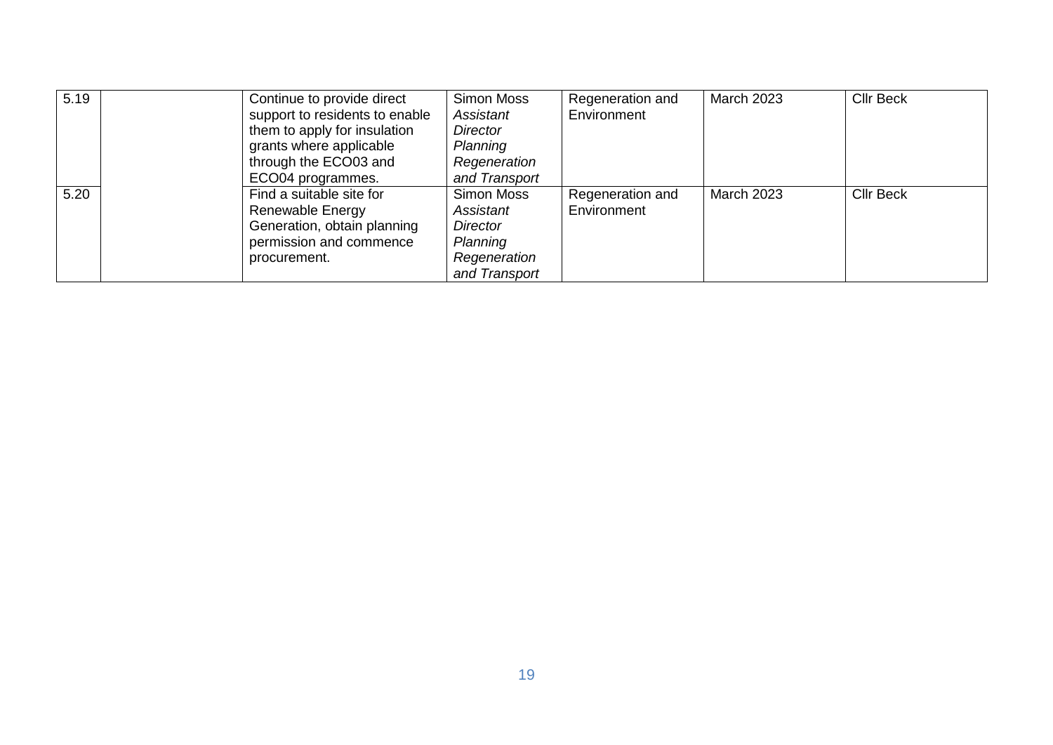| | | | | | | |
|---|---|---|---|---|---|---|
| 5.19 | | Continue to provide direct support to residents to enable them to apply for insulation grants where applicable through the ECO03 and ECO04 programmes. | Simon Moss *Assistant Director Planning Regeneration and Transport* | Regeneration and Environment | March 2023 | Cllr Beck |
| 5.20 | | Find a suitable site for Renewable Energy Generation, obtain planning permission and commence procurement. | Simon Moss *Assistant Director Planning Regeneration and Transport* | Regeneration and Environment | March 2023 | Cllr Beck |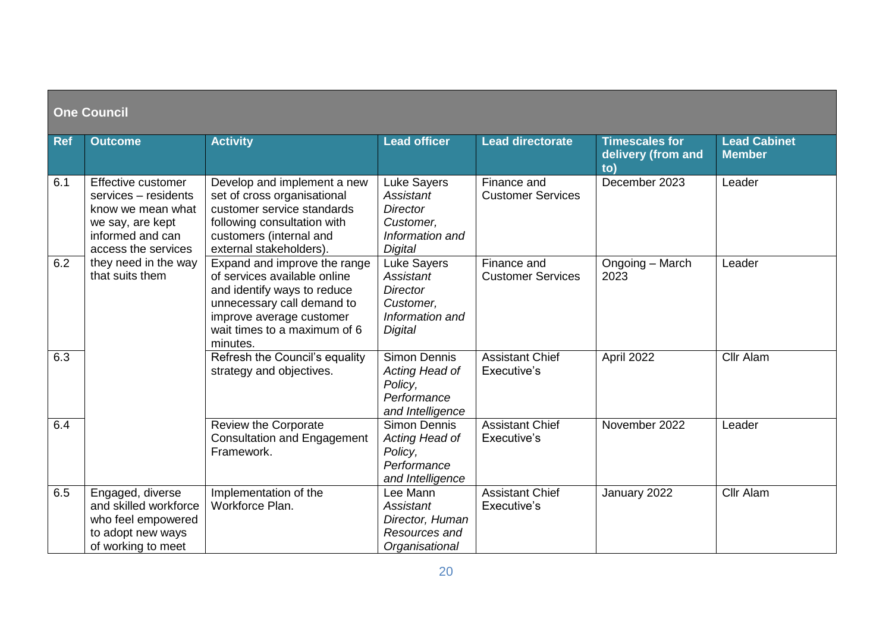| One Council | | | | | | |
|---|---|---|---|---|---|---|
| **Ref** | **Outcome** | **Activity** | **Lead officer** | **Lead directorate** | **Timescales for delivery (from and to)** | **Lead Cabinet Member** |
| 6.1 | Effective customer services – residents know we mean what we say, are kept informed and can access the services they need in the way that suits them | Develop and implement a new set of cross organisational customer service standards following consultation with customers (internal and external stakeholders). | Luke Sayers *Assistant Director Customer, Information and Digital* | Finance and Customer Services | December 2023 | Leader |
| 6.2 | | Expand and improve the range of services available online and identify ways to reduce unnecessary call demand to improve average customer wait times to a maximum of 6 minutes. | Luke Sayers *Assistant Director Customer, Information and Digital* | Finance and Customer Services | Ongoing – March 2023 | Leader |
| 6.3 | | Refresh the Council's equality strategy and objectives. | Simon Dennis *Acting Head of Policy, Performance and Intelligence* | Assistant Chief Executive's | April 2022 | Cllr Alam |
| 6.4 | | Review the Corporate Consultation and Engagement Framework. | Simon Dennis *Acting Head of Policy, Performance and Intelligence* | Assistant Chief Executive's | November 2022 | Leader |
| 6.5 | Engaged, diverse and skilled workforce who feel empowered to adopt new ways of working to meet | Implementation of the Workforce Plan. | Lee Mann *Assistant Director, Human Resources and Organisational* | Assistant Chief Executive's | January 2022 | Cllr Alam |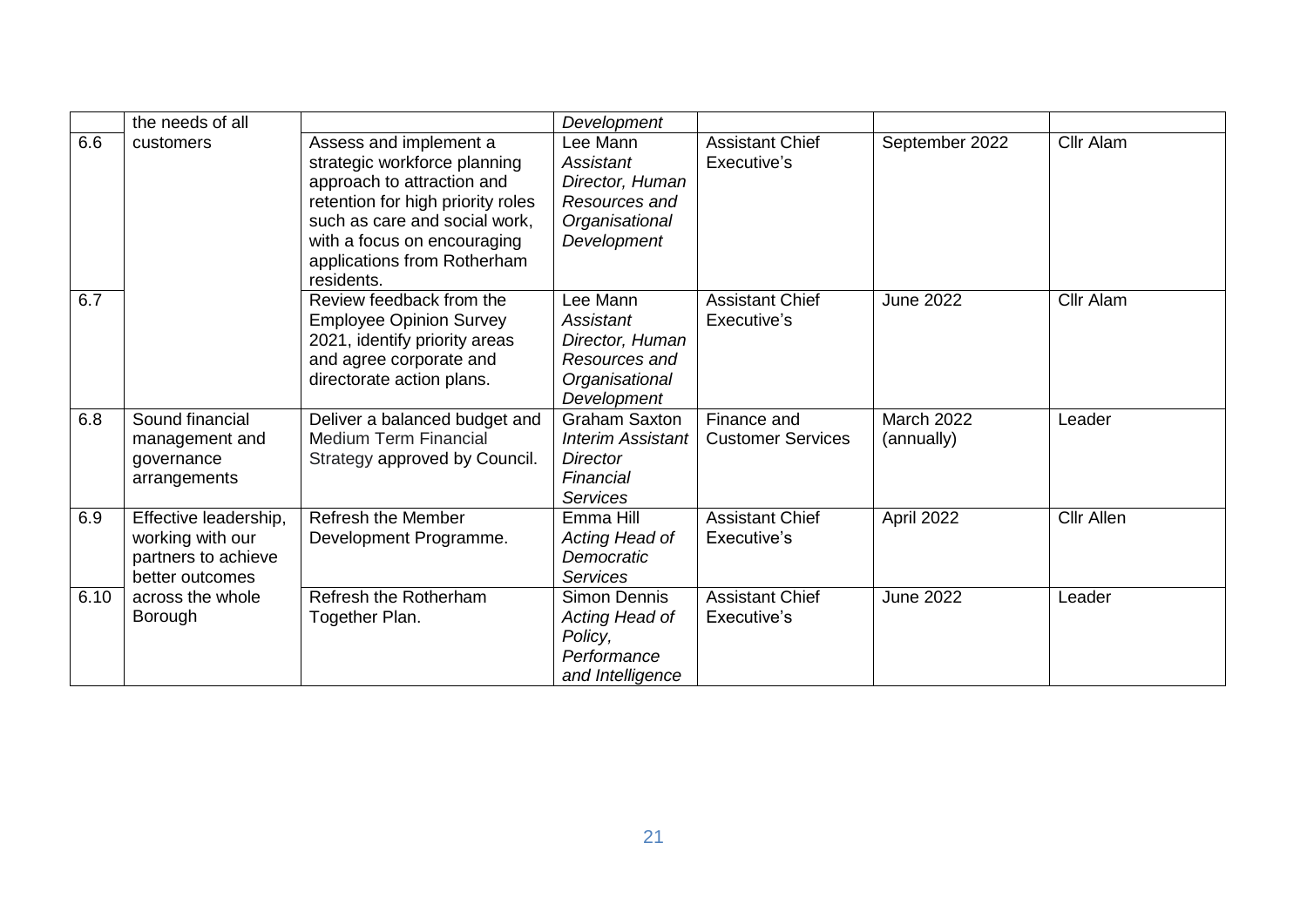| | | | | | | |
|---|---|---|---|---|---|---|
| | the needs of all | | *Development* | | | |
| 6.6 | customers | Assess and implement a strategic workforce planning approach to attraction and retention for high priority roles such as care and social work, with a focus on encouraging applications from Rotherham residents. | Lee Mann *Assistant Director, Human Resources and Organisational Development* | Assistant Chief Executive's | September 2022 | Cllr Alam |
| 6.7 | | Review feedback from the Employee Opinion Survey 2021, identify priority areas and agree corporate and directorate action plans. | Lee Mann *Assistant Director, Human Resources and Organisational Development* | Assistant Chief Executive's | June 2022 | Cllr Alam |
| 6.8 | Sound financial management and governance arrangements | Deliver a balanced budget and Medium Term Financial Strategy approved by Council. | Graham Saxton *Interim Assistant Director Financial Services* | Finance and Customer Services | March 2022 (annually) | Leader |
| 6.9 | Effective leadership, working with our partners to achieve better outcomes | Refresh the Member Development Programme. | Emma Hill *Acting Head of Democratic Services* | Assistant Chief Executive's | April 2022 | Cllr Allen |
| 6.10 | across the whole Borough | Refresh the Rotherham Together Plan. | Simon Dennis *Acting Head of Policy, Performance and Intelligence* | Assistant Chief Executive's | June 2022 | Leader |